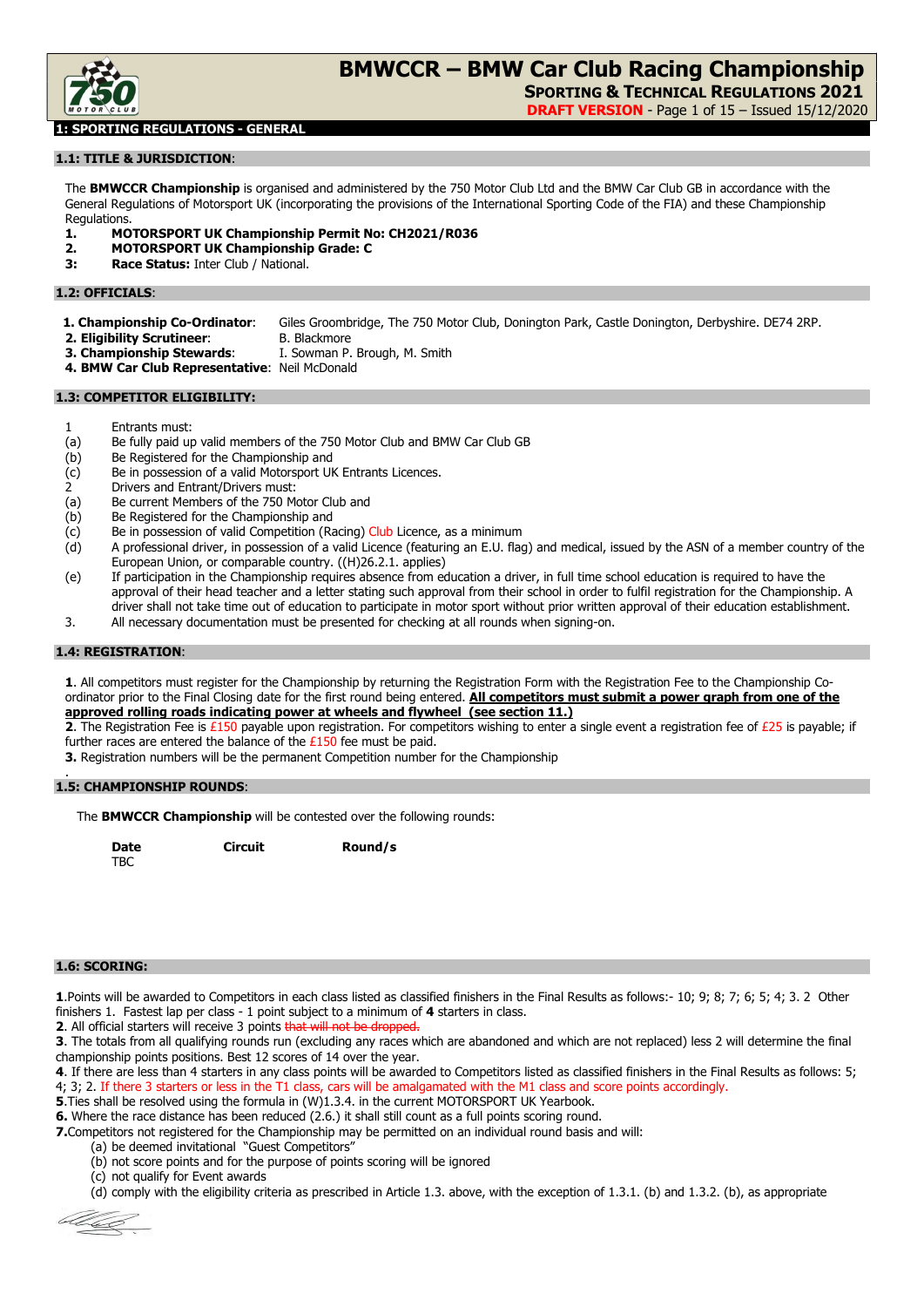# BMWCCR – BMW Car Club Racing Championship

## SPORTING & TECHNICAL REGULATIONS 2021

**DRAFT VERSION** - Page 1 of 15 – Issued 15/12/2020

## 1: SPORTING REGULATIONS - GENERAL

### 1.1: TITLE & JURISDICTION:

The **BMWCCR Championship** is organised and administered by the 750 Motor Club Ltd and the BMW Car Club GB in accordance with the General Regulations of Motorsport UK (incorporating the provisions of the International Sporting Code of the FIA) and these Championship Regulations.

1. **MOTORSPORT UK Championship Permit No: CH2021/R036**
2. **MOTORSPORT UK Championship Grade: C**
3. **Race Status:** Inter Club / National.

### 1.2: OFFICIALS:

1. **Championship Co-Ordinator**: Giles Groombridge, The 750 Motor Club, Donington Park, Castle Donington, Derbyshire. DE74 2RP.
2. **Eligibility Scrutineer**: B. Blackmore
3. **Championship Stewards**: I. Sowman P. Brough, M. Smith
4. **BMW Car Club Representative**: Neil McDonald

### 1.3: COMPETITOR ELIGIBILITY:

1. Entrants must:
   - (a) Be fully paid up valid members of the 750 Motor Club and BMW Car Club GB
   - (b) Be Registered for the Championship and
   - (c) Be in possession of a valid Motorsport UK Entrants Licences.
2. Drivers and Entrant/Drivers must:
   - (a) Be current Members of the 750 Motor Club and
   - (b) Be Registered for the Championship and
   - (c) Be in possession of valid Competition (Racing) Club Licence, as a minimum
   - (d) A professional driver, in possession of a valid Licence (featuring an E.U. flag) and medical, issued by the ASN of a member country of the European Union, or comparable country. ((H)26.2.1. applies)
   - (e) If participation in the Championship requires absence from education a driver, in full time school education is required to have the approval of their head teacher and a letter stating such approval from their school in order to fulfil registration for the Championship. A driver shall not take time out of education to participate in motor sport without prior written approval of their education establishment.
3. All necessary documentation must be presented for checking at all rounds when signing-on.

### 1.4: REGISTRATION:

**1**. All competitors must register for the Championship by returning the Registration Form with the Registration Fee to the Championship Co-ordinator prior to the Final Closing date for the first round being entered. **All competitors must submit a power graph from one of the approved rolling roads indicating power at wheels and flywheel (see section 11.)**

**2**. The Registration Fee is £150 payable upon registration. For competitors wishing to enter a single event a registration fee of £25 is payable; if further races are entered the balance of the £150 fee must be paid.

**3.** Registration numbers will be the permanent Competition number for the Championship

### 1.5: CHAMPIONSHIP ROUNDS:

The **BMWCCR Championship** will be contested over the following rounds:

| Date | Circuit | Round/s |
|---|---|---|
| TBC | | |

### 1.6: SCORING:

**1**.Points will be awarded to Competitors in each class listed as classified finishers in the Final Results as follows:- 10; 9; 8; 7; 6; 5; 4; 3. 2 Other finishers 1. Fastest lap per class - 1 point subject to a minimum of **4** starters in class.

**2**. All official starters will receive 3 points ~~that will not be dropped.~~

**3**. The totals from all qualifying rounds run (excluding any races which are abandoned and which are not replaced) less 2 will determine the final championship points positions. Best 12 scores of 14 over the year.

**4**. If there are less than 4 starters in any class points will be awarded to Competitors listed as classified finishers in the Final Results as follows: 5; 4; 3; 2. If there 3 starters or less in the T1 class, cars will be amalgamated with the M1 class and score points accordingly.

**5**.Ties shall be resolved using the formula in (W)1.3.4. in the current MOTORSPORT UK Yearbook.

**6.** Where the race distance has been reduced (2.6.) it shall still count as a full points scoring round.

**7.**Competitors not registered for the Championship may be permitted on an individual round basis and will:

- (a) be deemed invitational "Guest Competitors"
- (b) not score points and for the purpose of points scoring will be ignored
- (c) not qualify for Event awards
- (d) comply with the eligibility criteria as prescribed in Article 1.3. above, with the exception of 1.3.1. (b) and 1.3.2. (b), as appropriate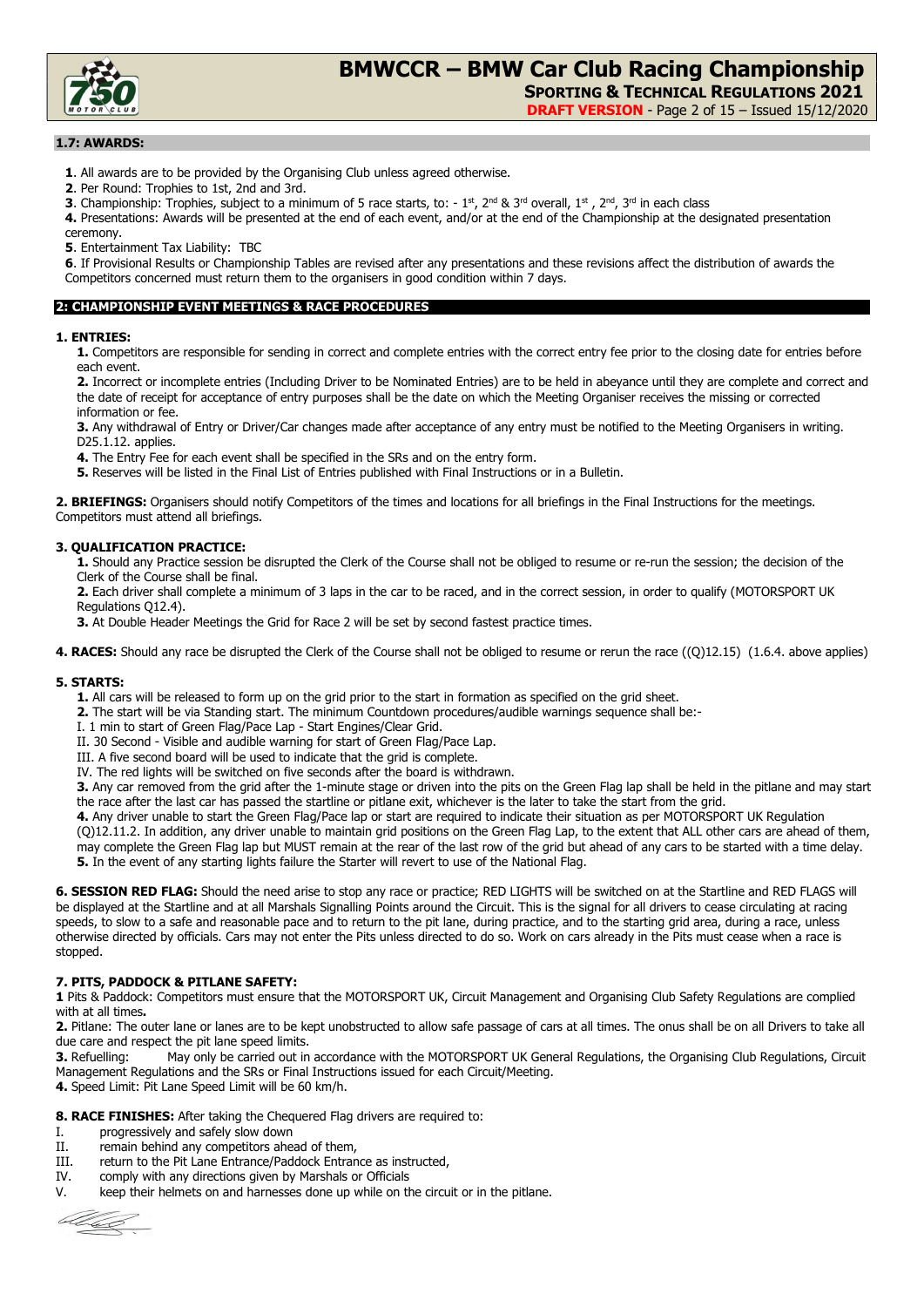## 1.7: AWARDS:

**1**. All awards are to be provided by the Organising Club unless agreed otherwise.
**2**. Per Round: Trophies to 1st, 2nd and 3rd.
**3**. Championship: Trophies, subject to a minimum of 5 race starts, to: - 1st, 2nd & 3rd overall, 1st , 2nd, 3rd in each class
**4.** Presentations: Awards will be presented at the end of each event, and/or at the end of the Championship at the designated presentation ceremony.
**5**. Entertainment Tax Liability: TBC
**6**. If Provisional Results or Championship Tables are revised after any presentations and these revisions affect the distribution of awards the Competitors concerned must return them to the organisers in good condition within 7 days.

## 2: CHAMPIONSHIP EVENT MEETINGS & RACE PROCEDURES

**1. ENTRIES:**

**1.** Competitors are responsible for sending in correct and complete entries with the correct entry fee prior to the closing date for entries before each event.
**2.** Incorrect or incomplete entries (Including Driver to be Nominated Entries) are to be held in abeyance until they are complete and correct and the date of receipt for acceptance of entry purposes shall be the date on which the Meeting Organiser receives the missing or corrected information or fee.
**3.** Any withdrawal of Entry or Driver/Car changes made after acceptance of any entry must be notified to the Meeting Organisers in writing. D25.1.12. applies.
**4.** The Entry Fee for each event shall be specified in the SRs and on the entry form.
**5.** Reserves will be listed in the Final List of Entries published with Final Instructions or in a Bulletin.

**2. BRIEFINGS:** Organisers should notify Competitors of the times and locations for all briefings in the Final Instructions for the meetings. Competitors must attend all briefings.

**3. QUALIFICATION PRACTICE:**

**1.** Should any Practice session be disrupted the Clerk of the Course shall not be obliged to resume or re-run the session; the decision of the Clerk of the Course shall be final.
**2.** Each driver shall complete a minimum of 3 laps in the car to be raced, and in the correct session, in order to qualify (MOTORSPORT UK Regulations Q12.4).
**3.** At Double Header Meetings the Grid for Race 2 will be set by second fastest practice times.

**4. RACES:** Should any race be disrupted the Clerk of the Course shall not be obliged to resume or rerun the race ((Q)12.15) (1.6.4. above applies)

**5. STARTS:**

**1.** All cars will be released to form up on the grid prior to the start in formation as specified on the grid sheet.
**2.** The start will be via Standing start. The minimum Countdown procedures/audible warnings sequence shall be:-
I. 1 min to start of Green Flag/Pace Lap - Start Engines/Clear Grid.
II. 30 Second - Visible and audible warning for start of Green Flag/Pace Lap.
III. A five second board will be used to indicate that the grid is complete.
IV. The red lights will be switched on five seconds after the board is withdrawn.
**3.** Any car removed from the grid after the 1-minute stage or driven into the pits on the Green Flag lap shall be held in the pitlane and may start the race after the last car has passed the startline or pitlane exit, whichever is the later to take the start from the grid.
**4.** Any driver unable to start the Green Flag/Pace lap or start are required to indicate their situation as per MOTORSPORT UK Regulation (Q)12.11.2. In addition, any driver unable to maintain grid positions on the Green Flag Lap, to the extent that ALL other cars are ahead of them, may complete the Green Flag lap but MUST remain at the rear of the last row of the grid but ahead of any cars to be started with a time delay.
**5.** In the event of any starting lights failure the Starter will revert to use of the National Flag.

**6. SESSION RED FLAG:** Should the need arise to stop any race or practice; RED LIGHTS will be switched on at the Startline and RED FLAGS will be displayed at the Startline and at all Marshals Signalling Points around the Circuit. This is the signal for all drivers to cease circulating at racing speeds, to slow to a safe and reasonable pace and to return to the pit lane, during practice, and to the starting grid area, during a race, unless otherwise directed by officials. Cars may not enter the Pits unless directed to do so. Work on cars already in the Pits must cease when a race is stopped.

**7. PITS, PADDOCK & PITLANE SAFETY:**

**1** Pits & Paddock: Competitors must ensure that the MOTORSPORT UK, Circuit Management and Organising Club Safety Regulations are complied with at all times**.**
**2.** Pitlane: The outer lane or lanes are to be kept unobstructed to allow safe passage of cars at all times. The onus shall be on all Drivers to take all due care and respect the pit lane speed limits.
**3.** Refuelling: May only be carried out in accordance with the MOTORSPORT UK General Regulations, the Organising Club Regulations, Circuit Management Regulations and the SRs or Final Instructions issued for each Circuit/Meeting.
**4.** Speed Limit: Pit Lane Speed Limit will be 60 km/h.

**8. RACE FINISHES:** After taking the Chequered Flag drivers are required to:

I. progressively and safely slow down
II. remain behind any competitors ahead of them,
III. return to the Pit Lane Entrance/Paddock Entrance as instructed,
IV. comply with any directions given by Marshals or Officials
V. keep their helmets on and harnesses done up while on the circuit or in the pitlane.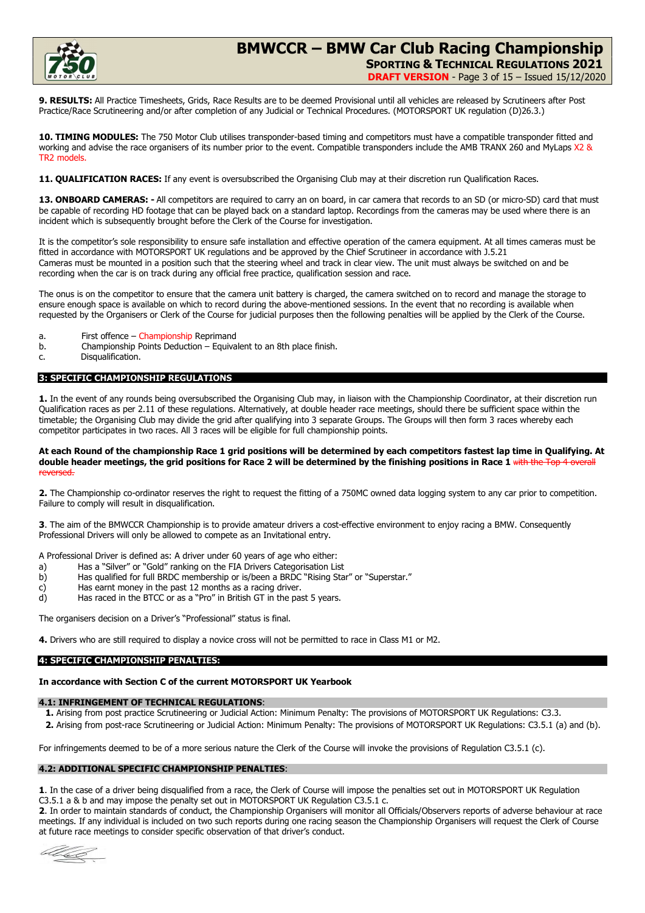**9. RESULTS:** All Practice Timesheets, Grids, Race Results are to be deemed Provisional until all vehicles are released by Scrutineers after Post Practice/Race Scrutineering and/or after completion of any Judicial or Technical Procedures. (MOTORSPORT UK regulation (D)26.3.)

**10. TIMING MODULES:** The 750 Motor Club utilises transponder-based timing and competitors must have a compatible transponder fitted and working and advise the race organisers of its number prior to the event. Compatible transponders include the AMB TRANX 260 and MyLaps X2 & TR2 models.

**11. QUALIFICATION RACES:** If any event is oversubscribed the Organising Club may at their discretion run Qualification Races.

**13. ONBOARD CAMERAS: -** All competitors are required to carry an on board, in car camera that records to an SD (or micro-SD) card that must be capable of recording HD footage that can be played back on a standard laptop. Recordings from the cameras may be used where there is an incident which is subsequently brought before the Clerk of the Course for investigation.

It is the competitor's sole responsibility to ensure safe installation and effective operation of the camera equipment. At all times cameras must be fitted in accordance with MOTORSPORT UK regulations and be approved by the Chief Scrutineer in accordance with J.5.21
Cameras must be mounted in a position such that the steering wheel and track in clear view. The unit must always be switched on and be recording when the car is on track during any official free practice, qualification session and race.

The onus is on the competitor to ensure that the camera unit battery is charged, the camera switched on to record and manage the storage to ensure enough space is available on which to record during the above-mentioned sessions. In the event that no recording is available when requested by the Organisers or Clerk of the Course for judicial purposes then the following penalties will be applied by the Clerk of the Course.

a. First offence – Championship Reprimand
b. Championship Points Deduction – Equivalent to an 8th place finish.
c. Disqualification.

## 3: SPECIFIC CHAMPIONSHIP REGULATIONS

**1.** In the event of any rounds being oversubscribed the Organising Club may, in liaison with the Championship Coordinator, at their discretion run Qualification races as per 2.11 of these regulations. Alternatively, at double header race meetings, should there be sufficient space within the timetable; the Organising Club may divide the grid after qualifying into 3 separate Groups. The Groups will then form 3 races whereby each competitor participates in two races. All 3 races will be eligible for full championship points.

**At each Round of the championship Race 1 grid positions will be determined by each competitors fastest lap time in Qualifying. At double header meetings, the grid positions for Race 2 will be determined by the finishing positions in Race 1** ~~with the Top 4 overall reversed.~~

**2.** The Championship co-ordinator reserves the right to request the fitting of a 750MC owned data logging system to any car prior to competition. Failure to comply will result in disqualification.

**3**. The aim of the BMWCCR Championship is to provide amateur drivers a cost-effective environment to enjoy racing a BMW. Consequently Professional Drivers will only be allowed to compete as an Invitational entry.

A Professional Driver is defined as: A driver under 60 years of age who either:
a) Has a "Silver" or "Gold" ranking on the FIA Drivers Categorisation List
b) Has qualified for full BRDC membership or is/been a BRDC "Rising Star" or "Superstar."
c) Has earnt money in the past 12 months as a racing driver.
d) Has raced in the BTCC or as a "Pro" in British GT in the past 5 years.

The organisers decision on a Driver's "Professional" status is final.

**4.** Drivers who are still required to display a novice cross will not be permitted to race in Class M1 or M2.

## 4: SPECIFIC CHAMPIONSHIP PENALTIES:

**In accordance with Section C of the current MOTORSPORT UK Yearbook**

### 4.1: INFRINGEMENT OF TECHNICAL REGULATIONS:

**1.** Arising from post practice Scrutineering or Judicial Action: Minimum Penalty: The provisions of MOTORSPORT UK Regulations: C3.3.
**2.** Arising from post-race Scrutineering or Judicial Action: Minimum Penalty: The provisions of MOTORSPORT UK Regulations: C3.5.1 (a) and (b).

For infringements deemed to be of a more serious nature the Clerk of the Course will invoke the provisions of Regulation C3.5.1 (c).

### 4.2: ADDITIONAL SPECIFIC CHAMPIONSHIP PENALTIES:

**1**. In the case of a driver being disqualified from a race, the Clerk of Course will impose the penalties set out in MOTORSPORT UK Regulation C3.5.1 a & b and may impose the penalty set out in MOTORSPORT UK Regulation C3.5.1 c.
**2**. In order to maintain standards of conduct, the Championship Organisers will monitor all Officials/Observers reports of adverse behaviour at race meetings. If any individual is included on two such reports during one racing season the Championship Organisers will request the Clerk of Course at future race meetings to consider specific observation of that driver's conduct.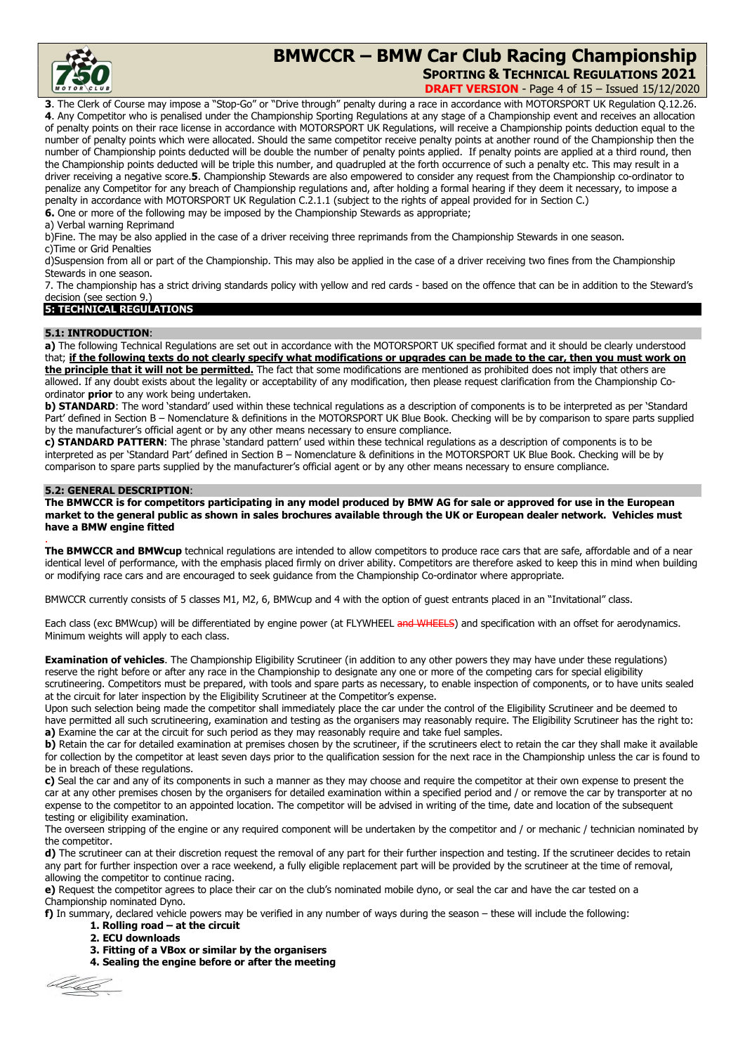**3**. The Clerk of Course may impose a "Stop-Go" or "Drive through" penalty during a race in accordance with MOTORSPORT UK Regulation Q.12.26.
**4**. Any Competitor who is penalised under the Championship Sporting Regulations at any stage of a Championship event and receives an allocation of penalty points on their race license in accordance with MOTORSPORT UK Regulations, will receive a Championship points deduction equal to the number of penalty points which were allocated. Should the same competitor receive penalty points at another round of the Championship then the number of Championship points deducted will be double the number of penalty points applied. If penalty points are applied at a third round, then the Championship points deducted will be triple this number, and quadrupled at the forth occurrence of such a penalty etc. This may result in a driver receiving a negative score.**5**. Championship Stewards are also empowered to consider any request from the Championship co-ordinator to penalize any Competitor for any breach of Championship regulations and, after holding a formal hearing if they deem it necessary, to impose a penalty in accordance with MOTORSPORT UK Regulation C.2.1.1 (subject to the rights of appeal provided for in Section C.)
**6.** One or more of the following may be imposed by the Championship Stewards as appropriate;
a) Verbal warning Reprimand
b)Fine. The may be also applied in the case of a driver receiving three reprimands from the Championship Stewards in one season.
c)Time or Grid Penalties
d)Suspension from all or part of the Championship. This may also be applied in the case of a driver receiving two fines from the Championship Stewards in one season.
7. The championship has a strict driving standards policy with yellow and red cards - based on the offence that can be in addition to the Steward's decision (see section 9.)

## 5: TECHNICAL REGULATIONS

### 5.1: INTRODUCTION:

**a)** The following Technical Regulations are set out in accordance with the MOTORSPORT UK specified format and it should be clearly understood that; **if the following texts do not clearly specify what modifications or upgrades can be made to the car, then you must work on the principle that it will not be permitted.** The fact that some modifications are mentioned as prohibited does not imply that others are allowed. If any doubt exists about the legality or acceptability of any modification, then please request clarification from the Championship Co-ordinator **prior** to any work being undertaken.
**b) STANDARD**: The word 'standard' used within these technical regulations as a description of components is to be interpreted as per 'Standard Part' defined in Section B – Nomenclature & definitions in the MOTORSPORT UK Blue Book. Checking will be by comparison to spare parts supplied by the manufacturer's official agent or by any other means necessary to ensure compliance.
**c) STANDARD PATTERN**: The phrase 'standard pattern' used within these technical regulations as a description of components is to be interpreted as per 'Standard Part' defined in Section B – Nomenclature & definitions in the MOTORSPORT UK Blue Book. Checking will be by comparison to spare parts supplied by the manufacturer's official agent or by any other means necessary to ensure compliance.

### 5.2: GENERAL DESCRIPTION:

**The BMWCCR is for competitors participating in any model produced by BMW AG for sale or approved for use in the European market to the general public as shown in sales brochures available through the UK or European dealer network. Vehicles must have a BMW engine fitted**

**The BMWCCR and BMWcup** technical regulations are intended to allow competitors to produce race cars that are safe, affordable and of a near identical level of performance, with the emphasis placed firmly on driver ability. Competitors are therefore asked to keep this in mind when building or modifying race cars and are encouraged to seek guidance from the Championship Co-ordinator where appropriate.

BMWCCR currently consists of 5 classes M1, M2, 6, BMWcup and 4 with the option of guest entrants placed in an "Invitational" class.

Each class (exc BMWcup) will be differentiated by engine power (at FLYWHEEL ~~and WHEELS~~) and specification with an offset for aerodynamics. Minimum weights will apply to each class.

**Examination of vehicles**. The Championship Eligibility Scrutineer (in addition to any other powers they may have under these regulations) reserve the right before or after any race in the Championship to designate any one or more of the competing cars for special eligibility scrutineering. Competitors must be prepared, with tools and spare parts as necessary, to enable inspection of components, or to have units sealed at the circuit for later inspection by the Eligibility Scrutineer at the Competitor's expense.
Upon such selection being made the competitor shall immediately place the car under the control of the Eligibility Scrutineer and be deemed to have permitted all such scrutineering, examination and testing as the organisers may reasonably require. The Eligibility Scrutineer has the right to:
**a)** Examine the car at the circuit for such period as they may reasonably require and take fuel samples.
**b)** Retain the car for detailed examination at premises chosen by the scrutineer, if the scrutineers elect to retain the car they shall make it available for collection by the competitor at least seven days prior to the qualification session for the next race in the Championship unless the car is found to be in breach of these regulations.
**c)** Seal the car and any of its components in such a manner as they may choose and require the competitor at their own expense to present the car at any other premises chosen by the organisers for detailed examination within a specified period and / or remove the car by transporter at no expense to the competitor to an appointed location. The competitor will be advised in writing of the time, date and location of the subsequent testing or eligibility examination.
The overseen stripping of the engine or any required component will be undertaken by the competitor and / or mechanic / technician nominated by the competitor.
**d)** The scrutineer can at their discretion request the removal of any part for their further inspection and testing. If the scrutineer decides to retain any part for further inspection over a race weekend, a fully eligible replacement part will be provided by the scrutineer at the time of removal, allowing the competitor to continue racing.
**e)** Request the competitor agrees to place their car on the club's nominated mobile dyno, or seal the car and have the car tested on a Championship nominated Dyno.
**f)** In summary, declared vehicle powers may be verified in any number of ways during the season – these will include the following:

1. **Rolling road – at the circuit**
2. **ECU downloads**
3. **Fitting of a VBox or similar by the organisers**
4. **Sealing the engine before or after the meeting**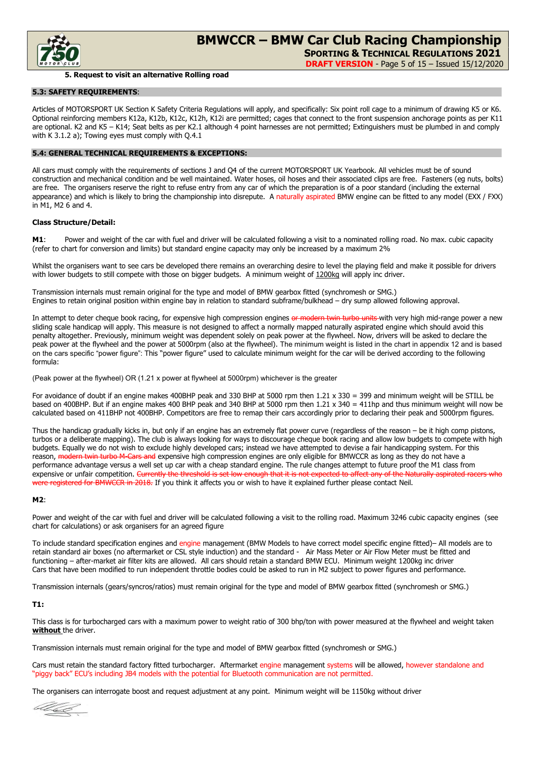**5. Request to visit an alternative Rolling road**

## 5.3: SAFETY REQUIREMENTS:

Articles of MOTORSPORT UK Section K Safety Criteria Regulations will apply, and specifically: Six point roll cage to a minimum of drawing K5 or K6. Optional reinforcing members K12a, K12b, K12c, K12h, K12i are permitted; cages that connect to the front suspension anchorage points as per K11 are optional. K2 and K5 – K14; Seat belts as per K2.1 although 4 point harnesses are not permitted; Extinguishers must be plumbed in and comply with K 3.1.2 a); Towing eyes must comply with Q.4.1

## 5.4: GENERAL TECHNICAL REQUIREMENTS & EXCEPTIONS:

All cars must comply with the requirements of sections J and Q4 of the current MOTORSPORT UK Yearbook. All vehicles must be of sound construction and mechanical condition and be well maintained. Water hoses, oil hoses and their associated clips are free. Fasteners (eg nuts, bolts) are free. The organisers reserve the right to refuse entry from any car of which the preparation is of a poor standard (including the external appearance) and which is likely to bring the championship into disrepute. A naturally aspirated BMW engine can be fitted to any model (EXX / FXX) in M1, M2 6 and 4.

**Class Structure/Detail:**

**M1**: Power and weight of the car with fuel and driver will be calculated following a visit to a nominated rolling road. No max. cubic capacity (refer to chart for conversion and limits) but standard engine capacity may only be increased by a maximum 2%

Whilst the organisers want to see cars be developed there remains an overarching desire to level the playing field and make it possible for drivers with lower budgets to still compete with those on bigger budgets. A minimum weight of 1200kg will apply inc driver.

Transmission internals must remain original for the type and model of BMW gearbox fitted (synchromesh or SMG.)
Engines to retain original position within engine bay in relation to standard subframe/bulkhead – dry sump allowed following approval.

In attempt to deter cheque book racing, for expensive high compression engines ~~or modern twin turbo units~~ with very high mid-range power a new sliding scale handicap will apply. This measure is not designed to affect a normally mapped naturally aspirated engine which should avoid this penalty altogether. Previously, minimum weight was dependent solely on peak power at the flywheel. Now, drivers will be asked to declare the peak power at the flywheel and the power at 5000rpm (also at the flywheel). The minimum weight is listed in the chart in appendix 12 and is based on the cars specific "power figure": This "power figure" used to calculate minimum weight for the car will be derived according to the following formula:

(Peak power at the flywheel) OR (1.21 x power at flywheel at 5000rpm) whichever is the greater

For avoidance of doubt if an engine makes 400BHP peak and 330 BHP at 5000 rpm then 1.21 x 330 = 399 and minimum weight will be STILL be based on 400BHP. But if an engine makes 400 BHP peak and 340 BHP at 5000 rpm then 1.21 x 340 = 411hp and thus minimum weight will now be calculated based on 411BHP not 400BHP. Competitors are free to remap their cars accordingly prior to declaring their peak and 5000rpm figures.

Thus the handicap gradually kicks in, but only if an engine has an extremely flat power curve (regardless of the reason – be it high comp pistons, turbos or a deliberate mapping). The club is always looking for ways to discourage cheque book racing and allow low budgets to compete with high budgets. Equally we do not wish to exclude highly developed cars; instead we have attempted to devise a fair handicapping system. For this reason, ~~modern twin turbo M-Cars and~~ expensive high compression engines are only eligible for BMWCCR as long as they do not have a performance advantage versus a well set up car with a cheap standard engine. The rule changes attempt to future proof the M1 class from expensive or unfair competition. ~~Currently the threshold is set low enough that it is not expected to affect any of the Naturally aspirated racers who were registered for BMWCCR in 2018.~~ If you think it affects you or wish to have it explained further please contact Neil.

**M2**:

Power and weight of the car with fuel and driver will be calculated following a visit to the rolling road. Maximum 3246 cubic capacity engines (see chart for calculations) or ask organisers for an agreed figure

To include standard specification engines and engine management (BMW Models to have correct model specific engine fitted)– All models are to retain standard air boxes (no aftermarket or CSL style induction) and the standard - Air Mass Meter or Air Flow Meter must be fitted and functioning – after-market air filter kits are allowed. All cars should retain a standard BMW ECU. Minimum weight 1200kg inc driver
Cars that have been modified to run independent throttle bodies could be asked to run in M2 subject to power figures and performance.

Transmission internals (gears/syncros/ratios) must remain original for the type and model of BMW gearbox fitted (synchromesh or SMG.)

**T1:**

This class is for turbocharged cars with a maximum power to weight ratio of 300 bhp/ton with power measured at the flywheel and weight taken **without** the driver.

Transmission internals must remain original for the type and model of BMW gearbox fitted (synchromesh or SMG.)

Cars must retain the standard factory fitted turbocharger. Aftermarket engine management systems will be allowed, however standalone and "piggy back" ECU's including JB4 models with the potential for Bluetooth communication are not permitted.

The organisers can interrogate boost and request adjustment at any point. Minimum weight will be 1150kg without driver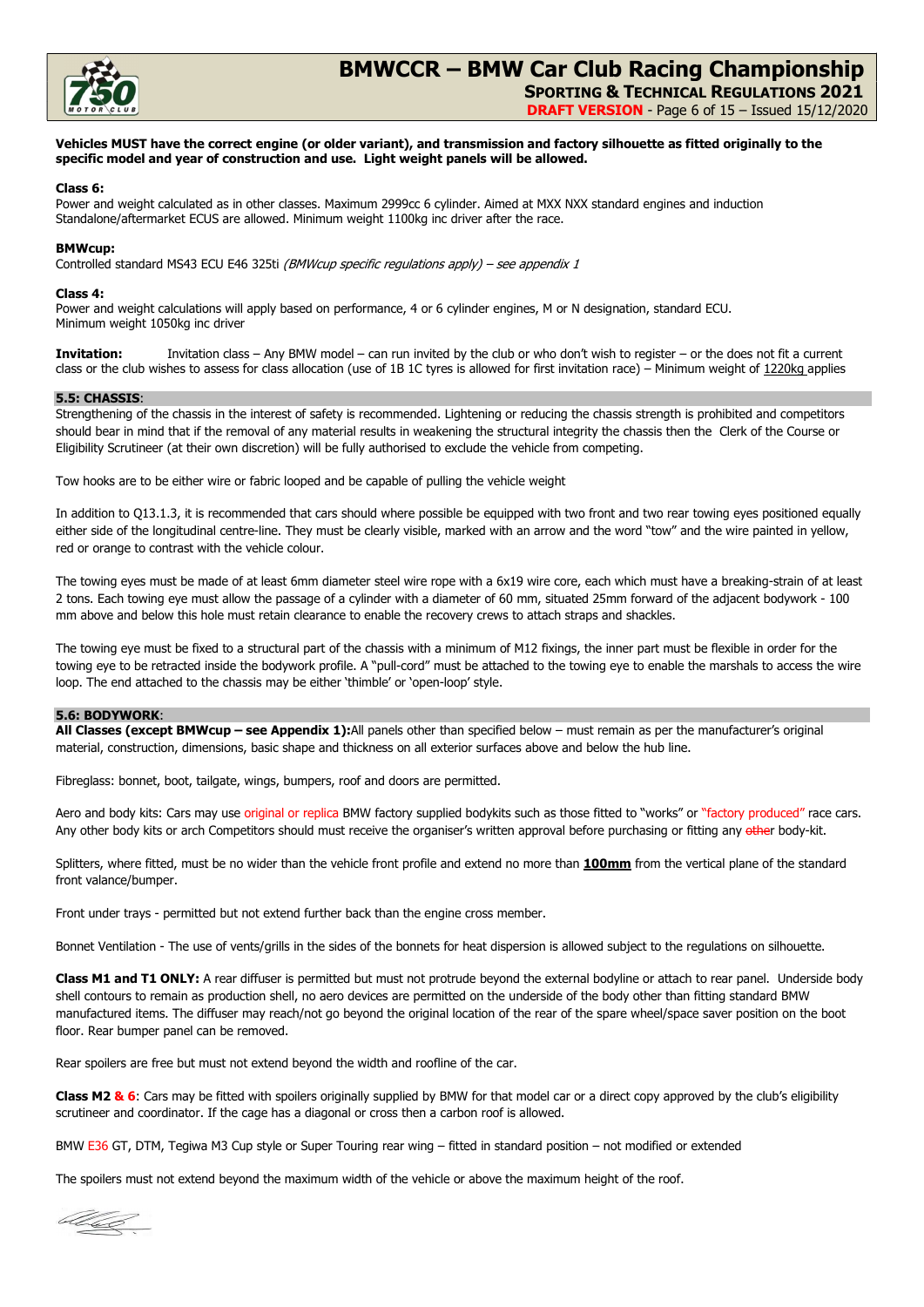**Vehicles MUST have the correct engine (or older variant), and transmission and factory silhouette as fitted originally to the specific model and year of construction and use. Light weight panels will be allowed.**

**Class 6:**
Power and weight calculated as in other classes. Maximum 2999cc 6 cylinder. Aimed at MXX NXX standard engines and induction
Standalone/aftermarket ECUS are allowed. Minimum weight 1100kg inc driver after the race.

**BMWcup:**
Controlled standard MS43 ECU E46 325ti *(BMWcup specific regulations apply) – see appendix 1*

**Class 4:**
Power and weight calculations will apply based on performance, 4 or 6 cylinder engines, M or N designation, standard ECU.
Minimum weight 1050kg inc driver

**Invitation:** Invitation class – Any BMW model – can run invited by the club or who don't wish to register – or the does not fit a current class or the club wishes to assess for class allocation (use of 1B 1C tyres is allowed for first invitation race) – Minimum weight of 1220kg applies

## 5.5: CHASSIS:

Strengthening of the chassis in the interest of safety is recommended. Lightening or reducing the chassis strength is prohibited and competitors should bear in mind that if the removal of any material results in weakening the structural integrity the chassis then the Clerk of the Course or Eligibility Scrutineer (at their own discretion) will be fully authorised to exclude the vehicle from competing.

Tow hooks are to be either wire or fabric looped and be capable of pulling the vehicle weight

In addition to Q13.1.3, it is recommended that cars should where possible be equipped with two front and two rear towing eyes positioned equally either side of the longitudinal centre-line. They must be clearly visible, marked with an arrow and the word "tow" and the wire painted in yellow, red or orange to contrast with the vehicle colour.

The towing eyes must be made of at least 6mm diameter steel wire rope with a 6x19 wire core, each which must have a breaking-strain of at least 2 tons. Each towing eye must allow the passage of a cylinder with a diameter of 60 mm, situated 25mm forward of the adjacent bodywork - 100 mm above and below this hole must retain clearance to enable the recovery crews to attach straps and shackles.

The towing eye must be fixed to a structural part of the chassis with a minimum of M12 fixings, the inner part must be flexible in order for the towing eye to be retracted inside the bodywork profile. A "pull-cord" must be attached to the towing eye to enable the marshals to access the wire loop. The end attached to the chassis may be either 'thimble' or 'open-loop' style.

## 5.6: BODYWORK:

**All Classes (except BMWcup – see Appendix 1):** All panels other than specified below – must remain as per the manufacturer's original material, construction, dimensions, basic shape and thickness on all exterior surfaces above and below the hub line.

Fibreglass: bonnet, boot, tailgate, wings, bumpers, roof and doors are permitted.

Aero and body kits: Cars may use original or replica BMW factory supplied bodykits such as those fitted to "works" or "factory produced" race cars. Any other body kits or arch Competitors should must receive the organiser's written approval before purchasing or fitting any ~~other~~ body-kit.

Splitters, where fitted, must be no wider than the vehicle front profile and extend no more than **100mm** from the vertical plane of the standard front valance/bumper.

Front under trays - permitted but not extend further back than the engine cross member.

Bonnet Ventilation - The use of vents/grills in the sides of the bonnets for heat dispersion is allowed subject to the regulations on silhouette.

**Class M1 and T1 ONLY:** A rear diffuser is permitted but must not protrude beyond the external bodyline or attach to rear panel. Underside body shell contours to remain as production shell, no aero devices are permitted on the underside of the body other than fitting standard BMW manufactured items. The diffuser may reach/not go beyond the original location of the rear of the spare wheel/space saver position on the boot floor. Rear bumper panel can be removed.

Rear spoilers are free but must not extend beyond the width and roofline of the car.

**Class M2 & 6**: Cars may be fitted with spoilers originally supplied by BMW for that model car or a direct copy approved by the club's eligibility scrutineer and coordinator. If the cage has a diagonal or cross then a carbon roof is allowed.

BMW E36 GT, DTM, Tegiwa M3 Cup style or Super Touring rear wing – fitted in standard position – not modified or extended

The spoilers must not extend beyond the maximum width of the vehicle or above the maximum height of the roof.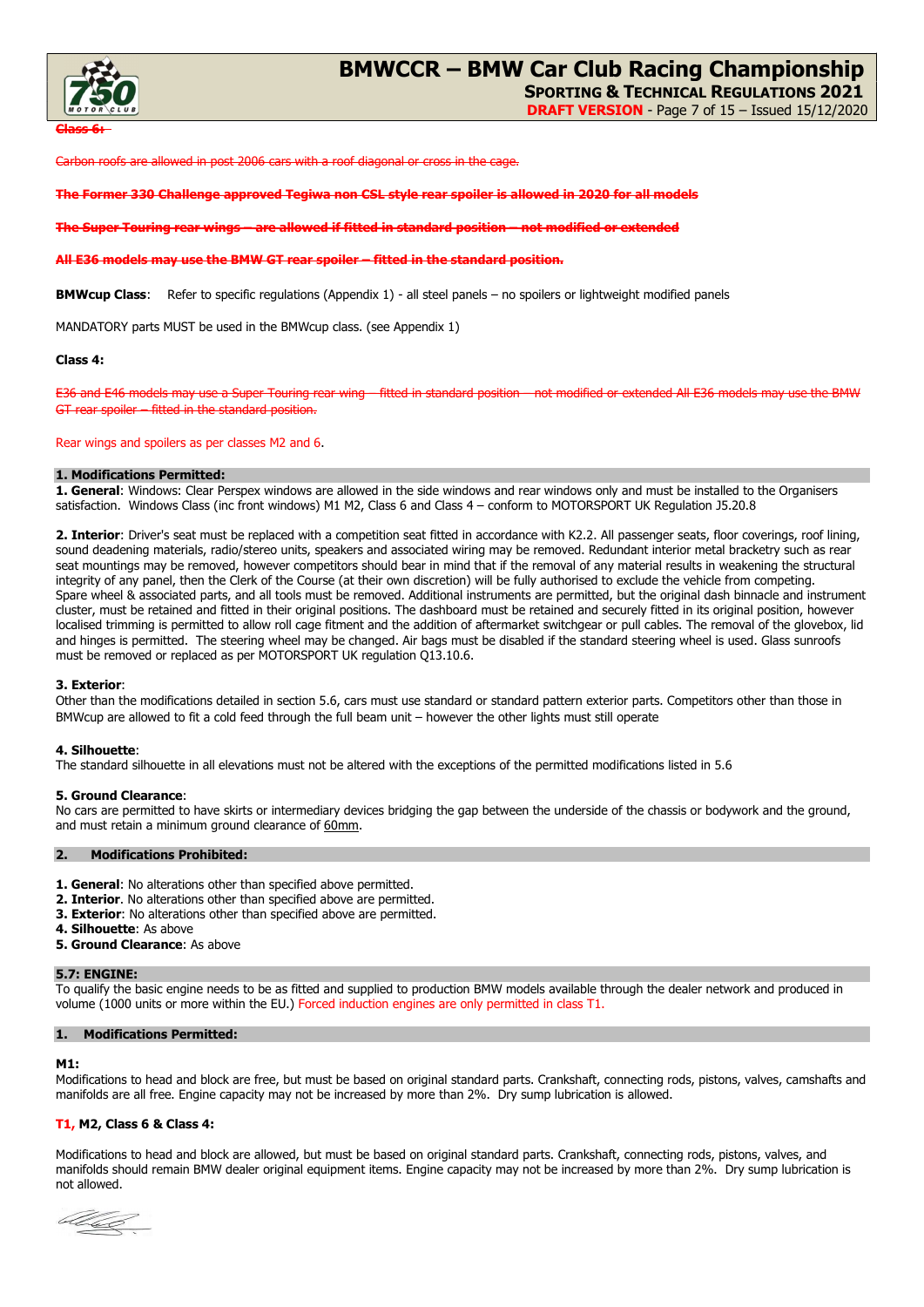~~Class 6:~~

~~Carbon roofs are allowed in post 2006 cars with a roof diagonal or cross in the cage.~~

~~**The Former 330 Challenge approved Tegiwa non CSL style rear spoiler is allowed in 2020 for all models**~~

~~**The Super Touring rear wings – are allowed if fitted in standard position – not modified or extended**~~

~~**All E36 models may use the BMW GT rear spoiler – fitted in the standard position.**~~

**BMWcup Class**: Refer to specific regulations (Appendix 1) - all steel panels – no spoilers or lightweight modified panels

MANDATORY parts MUST be used in the BMWcup class. (see Appendix 1)

**Class 4:**

~~E36 and E46 models may use a Super Touring rear wing – fitted in standard position – not modified or extended All E36 models may use the BMW GT rear spoiler – fitted in the standard position.~~

Rear wings and spoilers as per classes M2 and 6.

## 1. Modifications Permitted:

**1. General**: Windows: Clear Perspex windows are allowed in the side windows and rear windows only and must be installed to the Organisers satisfaction. Windows Class (inc front windows) M1 M2, Class 6 and Class 4 – conform to MOTORSPORT UK Regulation J5.20.8

**2. Interior**: Driver's seat must be replaced with a competition seat fitted in accordance with K2.2. All passenger seats, floor coverings, roof lining, sound deadening materials, radio/stereo units, speakers and associated wiring may be removed. Redundant interior metal bracketry such as rear seat mountings may be removed, however competitors should bear in mind that if the removal of any material results in weakening the structural integrity of any panel, then the Clerk of the Course (at their own discretion) will be fully authorised to exclude the vehicle from competing. Spare wheel & associated parts, and all tools must be removed. Additional instruments are permitted, but the original dash binnacle and instrument cluster, must be retained and fitted in their original positions. The dashboard must be retained and securely fitted in its original position, however localised trimming is permitted to allow roll cage fitment and the addition of aftermarket switchgear or pull cables. The removal of the glovebox, lid and hinges is permitted. The steering wheel may be changed. Air bags must be disabled if the standard steering wheel is used. Glass sunroofs must be removed or replaced as per MOTORSPORT UK regulation Q13.10.6.

**3. Exterior**:
Other than the modifications detailed in section 5.6, cars must use standard or standard pattern exterior parts. Competitors other than those in BMWcup are allowed to fit a cold feed through the full beam unit – however the other lights must still operate

**4. Silhouette**:
The standard silhouette in all elevations must not be altered with the exceptions of the permitted modifications listed in 5.6

**5. Ground Clearance**:
No cars are permitted to have skirts or intermediary devices bridging the gap between the underside of the chassis or bodywork and the ground, and must retain a minimum ground clearance of 60mm.

## 2. Modifications Prohibited:

**1. General**: No alterations other than specified above permitted.
**2. Interior**. No alterations other than specified above are permitted.
**3. Exterior**: No alterations other than specified above are permitted.
**4. Silhouette**: As above
**5. Ground Clearance**: As above

## 5.7: ENGINE:

To qualify the basic engine needs to be as fitted and supplied to production BMW models available through the dealer network and produced in volume (1000 units or more within the EU.) Forced induction engines are only permitted in class T1.

## 1. Modifications Permitted:

**M1:**
Modifications to head and block are free, but must be based on original standard parts. Crankshaft, connecting rods, pistons, valves, camshafts and manifolds are all free. Engine capacity may not be increased by more than 2%. Dry sump lubrication is allowed.

**T1, M2, Class 6 & Class 4:**

Modifications to head and block are allowed, but must be based on original standard parts. Crankshaft, connecting rods, pistons, valves, and manifolds should remain BMW dealer original equipment items. Engine capacity may not be increased by more than 2%. Dry sump lubrication is not allowed.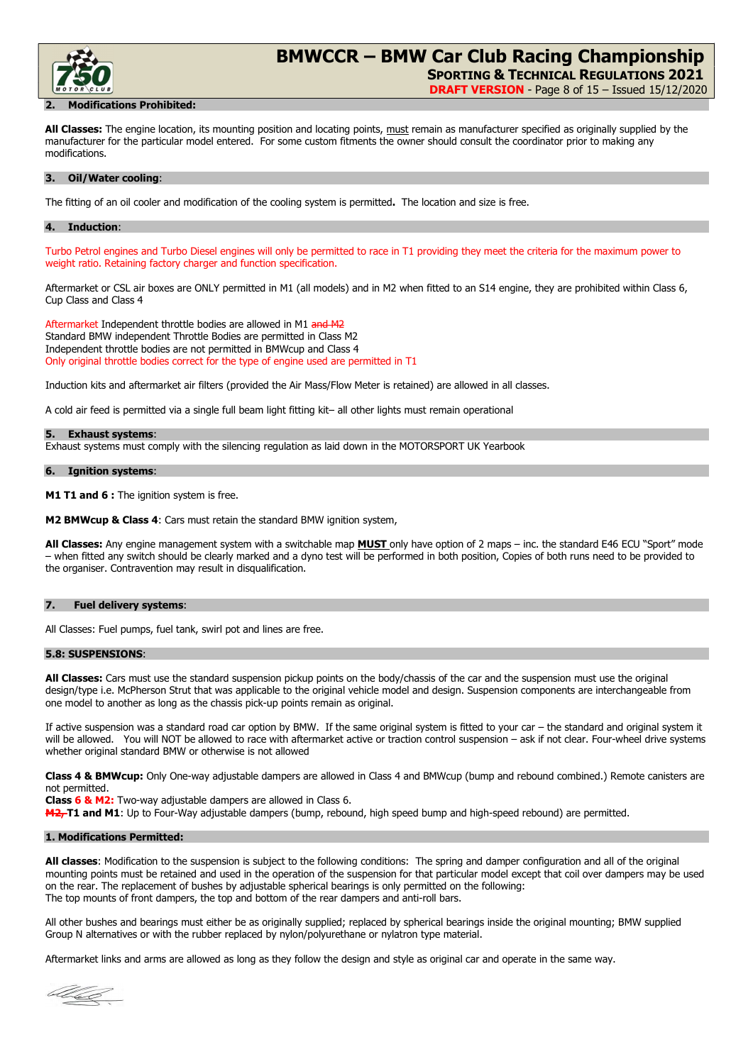## 2. Modifications Prohibited:

**All Classes:** The engine location, its mounting position and locating points, must remain as manufacturer specified as originally supplied by the manufacturer for the particular model entered. For some custom fitments the owner should consult the coordinator prior to making any modifications.

## 3. Oil/Water cooling:

The fitting of an oil cooler and modification of the cooling system is permitted**.** The location and size is free.

## 4. Induction:

Turbo Petrol engines and Turbo Diesel engines will only be permitted to race in T1 providing they meet the criteria for the maximum power to weight ratio. Retaining factory charger and function specification.

Aftermarket or CSL air boxes are ONLY permitted in M1 (all models) and in M2 when fitted to an S14 engine, they are prohibited within Class 6, Cup Class and Class 4

Aftermarket Independent throttle bodies are allowed in M1 ~~and M2~~
Standard BMW independent Throttle Bodies are permitted in Class M2
Independent throttle bodies are not permitted in BMWcup and Class 4
Only original throttle bodies correct for the type of engine used are permitted in T1

Induction kits and aftermarket air filters (provided the Air Mass/Flow Meter is retained) are allowed in all classes.

A cold air feed is permitted via a single full beam light fitting kit– all other lights must remain operational

## 5. Exhaust systems:

Exhaust systems must comply with the silencing regulation as laid down in the MOTORSPORT UK Yearbook

## 6. Ignition systems:

**M1 T1 and 6 :** The ignition system is free.

**M2 BMWcup & Class 4**: Cars must retain the standard BMW ignition system,

**All Classes:** Any engine management system with a switchable map **MUST** only have option of 2 maps – inc. the standard E46 ECU "Sport" mode – when fitted any switch should be clearly marked and a dyno test will be performed in both position, Copies of both runs need to be provided to the organiser. Contravention may result in disqualification.

## 7. Fuel delivery systems:

All Classes: Fuel pumps, fuel tank, swirl pot and lines are free.

## 5.8: SUSPENSIONS:

**All Classes:** Cars must use the standard suspension pickup points on the body/chassis of the car and the suspension must use the original design/type i.e. McPherson Strut that was applicable to the original vehicle model and design. Suspension components are interchangeable from one model to another as long as the chassis pick-up points remain as original.

If active suspension was a standard road car option by BMW. If the same original system is fitted to your car – the standard and original system it will be allowed. You will NOT be allowed to race with aftermarket active or traction control suspension – ask if not clear. Four-wheel drive systems whether original standard BMW or otherwise is not allowed

**Class 4 & BMWcup:** Only One-way adjustable dampers are allowed in Class 4 and BMWcup (bump and rebound combined.) Remote canisters are not permitted.
**Class 6 & M2:** Two-way adjustable dampers are allowed in Class 6.
~~**M2,**~~ **T1 and M1**: Up to Four-Way adjustable dampers (bump, rebound, high speed bump and high-speed rebound) are permitted.

## 1. Modifications Permitted:

**All classes**: Modification to the suspension is subject to the following conditions: The spring and damper configuration and all of the original mounting points must be retained and used in the operation of the suspension for that particular model except that coil over dampers may be used on the rear. The replacement of bushes by adjustable spherical bearings is only permitted on the following:
The top mounts of front dampers, the top and bottom of the rear dampers and anti-roll bars.

All other bushes and bearings must either be as originally supplied; replaced by spherical bearings inside the original mounting; BMW supplied Group N alternatives or with the rubber replaced by nylon/polyurethane or nylatron type material.

Aftermarket links and arms are allowed as long as they follow the design and style as original car and operate in the same way.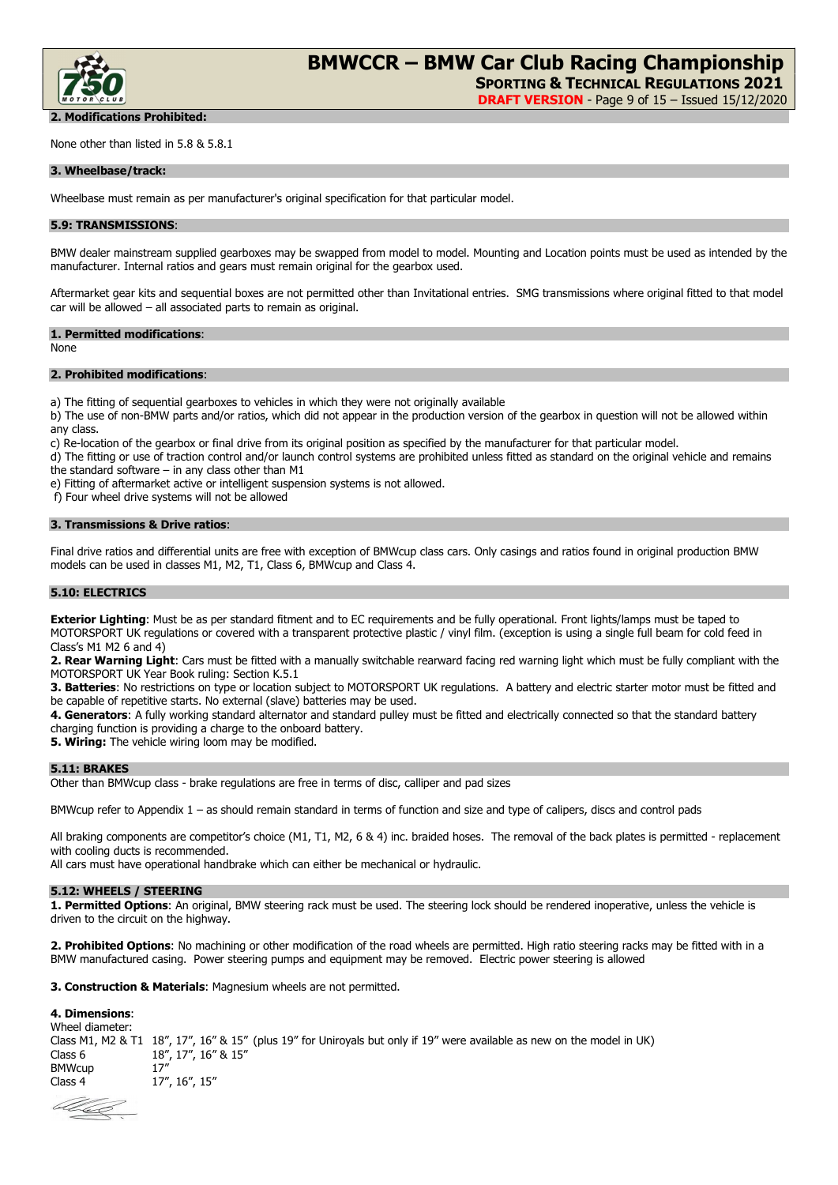#### 2. Modifications Prohibited:

None other than listed in 5.8 & 5.8.1

#### 3. Wheelbase/track:

Wheelbase must remain as per manufacturer's original specification for that particular model.

### 5.9: TRANSMISSIONS:

BMW dealer mainstream supplied gearboxes may be swapped from model to model. Mounting and Location points must be used as intended by the manufacturer. Internal ratios and gears must remain original for the gearbox used.

Aftermarket gear kits and sequential boxes are not permitted other than Invitational entries. SMG transmissions where original fitted to that model car will be allowed – all associated parts to remain as original.

#### 1. Permitted modifications:

None

#### 2. Prohibited modifications:

a) The fitting of sequential gearboxes to vehicles in which they were not originally available
b) The use of non-BMW parts and/or ratios, which did not appear in the production version of the gearbox in question will not be allowed within any class.
c) Re-location of the gearbox or final drive from its original position as specified by the manufacturer for that particular model.
d) The fitting or use of traction control and/or launch control systems are prohibited unless fitted as standard on the original vehicle and remains the standard software – in any class other than M1
e) Fitting of aftermarket active or intelligent suspension systems is not allowed.
f) Four wheel drive systems will not be allowed

#### 3. Transmissions & Drive ratios:

Final drive ratios and differential units are free with exception of BMWcup class cars. Only casings and ratios found in original production BMW models can be used in classes M1, M2, T1, Class 6, BMWcup and Class 4.

### 5.10: ELECTRICS

**Exterior Lighting**: Must be as per standard fitment and to EC requirements and be fully operational. Front lights/lamps must be taped to MOTORSPORT UK regulations or covered with a transparent protective plastic / vinyl film. (exception is using a single full beam for cold feed in Class's M1 M2 6 and 4)

**2. Rear Warning Light**: Cars must be fitted with a manually switchable rearward facing red warning light which must be fully compliant with the MOTORSPORT UK Year Book ruling: Section K.5.1

**3. Batteries**: No restrictions on type or location subject to MOTORSPORT UK regulations. A battery and electric starter motor must be fitted and be capable of repetitive starts. No external (slave) batteries may be used.

**4. Generators**: A fully working standard alternator and standard pulley must be fitted and electrically connected so that the standard battery charging function is providing a charge to the onboard battery.

**5. Wiring:** The vehicle wiring loom may be modified.

### 5.11: BRAKES

Other than BMWcup class - brake regulations are free in terms of disc, calliper and pad sizes

BMWcup refer to Appendix 1 – as should remain standard in terms of function and size and type of calipers, discs and control pads

All braking components are competitor's choice (M1, T1, M2, 6 & 4) inc. braided hoses. The removal of the back plates is permitted - replacement with cooling ducts is recommended.
All cars must have operational handbrake which can either be mechanical or hydraulic.

### 5.12: WHEELS / STEERING

**1. Permitted Options**: An original, BMW steering rack must be used. The steering lock should be rendered inoperative, unless the vehicle is driven to the circuit on the highway.

**2. Prohibited Options**: No machining or other modification of the road wheels are permitted. High ratio steering racks may be fitted with in a BMW manufactured casing. Power steering pumps and equipment may be removed. Electric power steering is allowed

**3. Construction & Materials**: Magnesium wheels are not permitted.

**4. Dimensions**:

Wheel diameter:

| | |
|---|---|
| Class M1, M2 & T1 | 18", 17", 16" & 15" (plus 19" for Uniroyals but only if 19" were available as new on the model in UK) |
| Class 6 | 18", 17", 16" & 15" |
| BMWcup | 17" |
| Class 4 | 17", 16", 15" |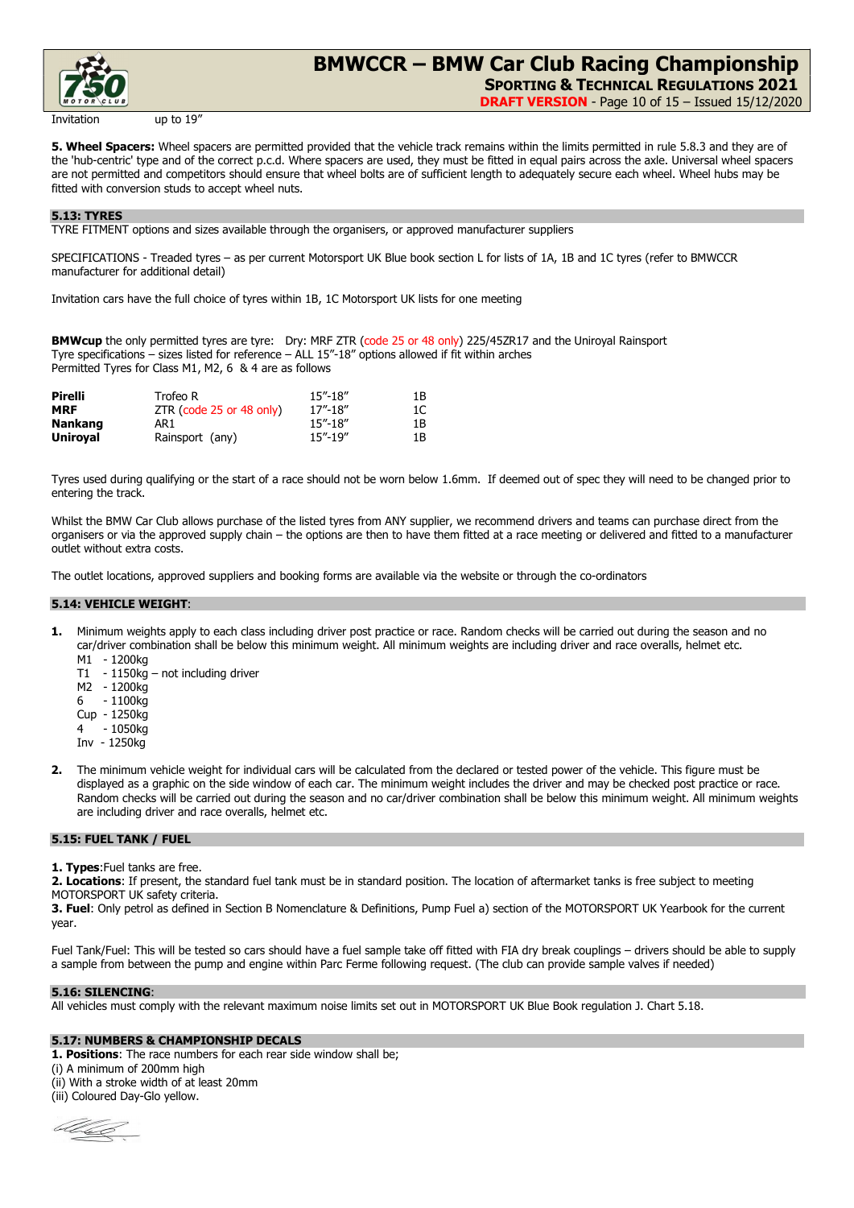| | |
|---|---|
| Invitation | up to 19″ |

**5. Wheel Spacers:** Wheel spacers are permitted provided that the vehicle track remains within the limits permitted in rule 5.8.3 and they are of the 'hub-centric' type and of the correct p.c.d. Where spacers are used, they must be fitted in equal pairs across the axle. Universal wheel spacers are not permitted and competitors should ensure that wheel bolts are of sufficient length to adequately secure each wheel. Wheel hubs may be fitted with conversion studs to accept wheel nuts.

### 5.13: TYRES

TYRE FITMENT options and sizes available through the organisers, or approved manufacturer suppliers

SPECIFICATIONS - Treaded tyres – as per current Motorsport UK Blue book section L for lists of 1A, 1B and 1C tyres (refer to BMWCCR manufacturer for additional detail)

Invitation cars have the full choice of tyres within 1B, 1C Motorsport UK lists for one meeting

**BMWcup** the only permitted tyres are tyre: Dry: MRF ZTR (code 25 or 48 only) 225/45ZR17 and the Uniroyal Rainsport
Tyre specifications – sizes listed for reference – ALL 15″-18″ options allowed if fit within arches
Permitted Tyres for Class M1, M2, 6 & 4 are as follows

| | | | |
|---|---|---|---|
| **Pirelli** | Trofeo R | 15″-18″ | 1B |
| **MRF** | ZTR (code 25 or 48 only) | 17″-18″ | 1C |
| **Nankang** | AR1 | 15″-18″ | 1B |
| **Uniroyal** | Rainsport (any) | 15″-19″ | 1B |

Tyres used during qualifying or the start of a race should not be worn below 1.6mm. If deemed out of spec they will need to be changed prior to entering the track.

Whilst the BMW Car Club allows purchase of the listed tyres from ANY supplier, we recommend drivers and teams can purchase direct from the organisers or via the approved supply chain – the options are then to have them fitted at a race meeting or delivered and fitted to a manufacturer outlet without extra costs.

The outlet locations, approved suppliers and booking forms are available via the website or through the co-ordinators

### 5.14: VEHICLE WEIGHT:

1. Minimum weights apply to each class including driver post practice or race. Random checks will be carried out during the season and no car/driver combination shall be below this minimum weight. All minimum weights are including driver and race overalls, helmet etc.
   M1 - 1200kg
   T1 - 1150kg – not including driver
   M2 - 1200kg
   6 - 1100kg
   Cup - 1250kg
   4 - 1050kg
   Inv - 1250kg

2. The minimum vehicle weight for individual cars will be calculated from the declared or tested power of the vehicle. This figure must be displayed as a graphic on the side window of each car. The minimum weight includes the driver and may be checked post practice or race. Random checks will be carried out during the season and no car/driver combination shall be below this minimum weight. All minimum weights are including driver and race overalls, helmet etc.

### 5.15: FUEL TANK / FUEL

**1. Types**:Fuel tanks are free.
**2. Locations**: If present, the standard fuel tank must be in standard position. The location of aftermarket tanks is free subject to meeting MOTORSPORT UK safety criteria.
**3. Fuel**: Only petrol as defined in Section B Nomenclature & Definitions, Pump Fuel a) section of the MOTORSPORT UK Yearbook for the current year.

Fuel Tank/Fuel: This will be tested so cars should have a fuel sample take off fitted with FIA dry break couplings – drivers should be able to supply a sample from between the pump and engine within Parc Ferme following request. (The club can provide sample valves if needed)

### 5.16: SILENCING:

All vehicles must comply with the relevant maximum noise limits set out in MOTORSPORT UK Blue Book regulation J. Chart 5.18.

### 5.17: NUMBERS & CHAMPIONSHIP DECALS

**1. Positions**: The race numbers for each rear side window shall be;
(i) A minimum of 200mm high
(ii) With a stroke width of at least 20mm
(iii) Coloured Day-Glo yellow.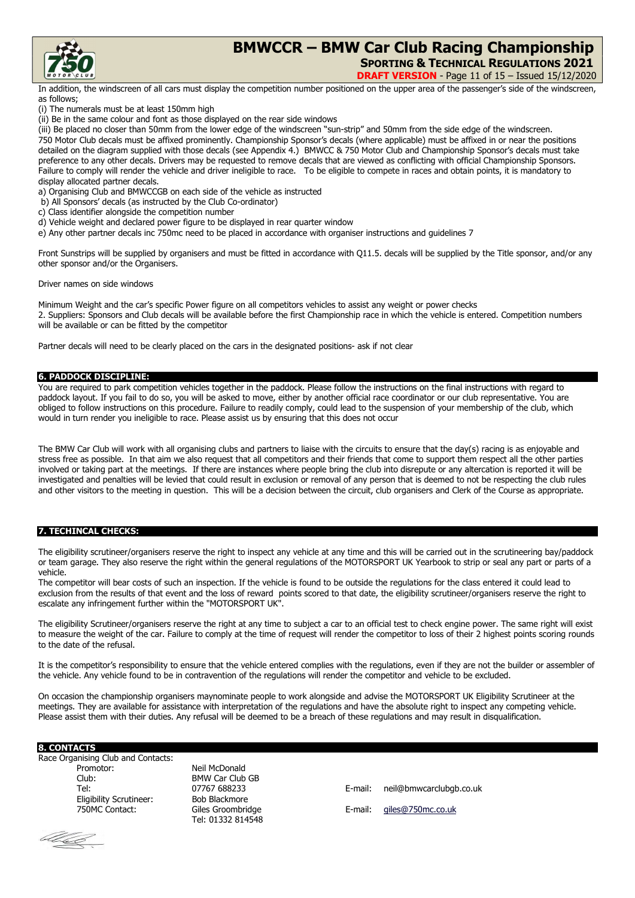In addition, the windscreen of all cars must display the competition number positioned on the upper area of the passenger's side of the windscreen, as follows;

(i) The numerals must be at least 150mm high

(ii) Be in the same colour and font as those displayed on the rear side windows

(iii) Be placed no closer than 50mm from the lower edge of the windscreen "sun-strip" and 50mm from the side edge of the windscreen.

750 Motor Club decals must be affixed prominently. Championship Sponsor's decals (where applicable) must be affixed in or near the positions detailed on the diagram supplied with those decals (see Appendix 4.) BMWCC & 750 Motor Club and Championship Sponsor's decals must take preference to any other decals. Drivers may be requested to remove decals that are viewed as conflicting with official Championship Sponsors. Failure to comply will render the vehicle and driver ineligible to race. To be eligible to compete in races and obtain points, it is mandatory to display allocated partner decals.

a) Organising Club and BMWCCGB on each side of the vehicle as instructed

b) All Sponsors' decals (as instructed by the Club Co-ordinator)

c) Class identifier alongside the competition number

d) Vehicle weight and declared power figure to be displayed in rear quarter window

e) Any other partner decals inc 750mc need to be placed in accordance with organiser instructions and guidelines 7

Front Sunstrips will be supplied by organisers and must be fitted in accordance with Q11.5. decals will be supplied by the Title sponsor, and/or any other sponsor and/or the Organisers.

Driver names on side windows

Minimum Weight and the car's specific Power figure on all competitors vehicles to assist any weight or power checks

2. Suppliers: Sponsors and Club decals will be available before the first Championship race in which the vehicle is entered. Competition numbers will be available or can be fitted by the competitor

Partner decals will need to be clearly placed on the cars in the designated positions- ask if not clear

## 6. PADDOCK DISCIPLINE:

You are required to park competition vehicles together in the paddock. Please follow the instructions on the final instructions with regard to paddock layout. If you fail to do so, you will be asked to move, either by another official race coordinator or our club representative. You are obliged to follow instructions on this procedure. Failure to readily comply, could lead to the suspension of your membership of the club, which would in turn render you ineligible to race. Please assist us by ensuring that this does not occur

The BMW Car Club will work with all organising clubs and partners to liaise with the circuits to ensure that the day(s) racing is as enjoyable and stress free as possible. In that aim we also request that all competitors and their friends that come to support them respect all the other parties involved or taking part at the meetings. If there are instances where people bring the club into disrepute or any altercation is reported it will be investigated and penalties will be levied that could result in exclusion or removal of any person that is deemed to not be respecting the club rules and other visitors to the meeting in question. This will be a decision between the circuit, club organisers and Clerk of the Course as appropriate.

## 7. TECHINCAL CHECKS:

The eligibility scrutineer/organisers reserve the right to inspect any vehicle at any time and this will be carried out in the scrutineering bay/paddock or team garage. They also reserve the right within the general regulations of the MOTORSPORT UK Yearbook to strip or seal any part or parts of a vehicle.

The competitor will bear costs of such an inspection. If the vehicle is found to be outside the regulations for the class entered it could lead to exclusion from the results of that event and the loss of reward points scored to that date, the eligibility scrutineer/organisers reserve the right to escalate any infringement further within the "MOTORSPORT UK".

The eligibility Scrutineer/organisers reserve the right at any time to subject a car to an official test to check engine power. The same right will exist to measure the weight of the car. Failure to comply at the time of request will render the competitor to loss of their 2 highest points scoring rounds to the date of the refusal.

It is the competitor's responsibility to ensure that the vehicle entered complies with the regulations, even if they are not the builder or assembler of the vehicle. Any vehicle found to be in contravention of the regulations will render the competitor and vehicle to be excluded.

On occasion the championship organisers maynominate people to work alongside and advise the MOTORSPORT UK Eligibility Scrutineer at the meetings. They are available for assistance with interpretation of the regulations and have the absolute right to inspect any competing vehicle. Please assist them with their duties. Any refusal will be deemed to be a breach of these regulations and may result in disqualification.

## 8. CONTACTS

Race Organising Club and Contacts:

| | | | |
|---|---|---|---|
| Promotor: | Neil McDonald | | |
| Club: | BMW Car Club GB | | |
| Tel: | 07767 688233 | E-mail: | neil@bmwcarclubgb.co.uk |
| Eligibility Scrutineer: | Bob Blackmore | | |
| 750MC Contact: | Giles Groombridge<br>Tel: 01332 814548 | E-mail: | giles@750mc.co.uk |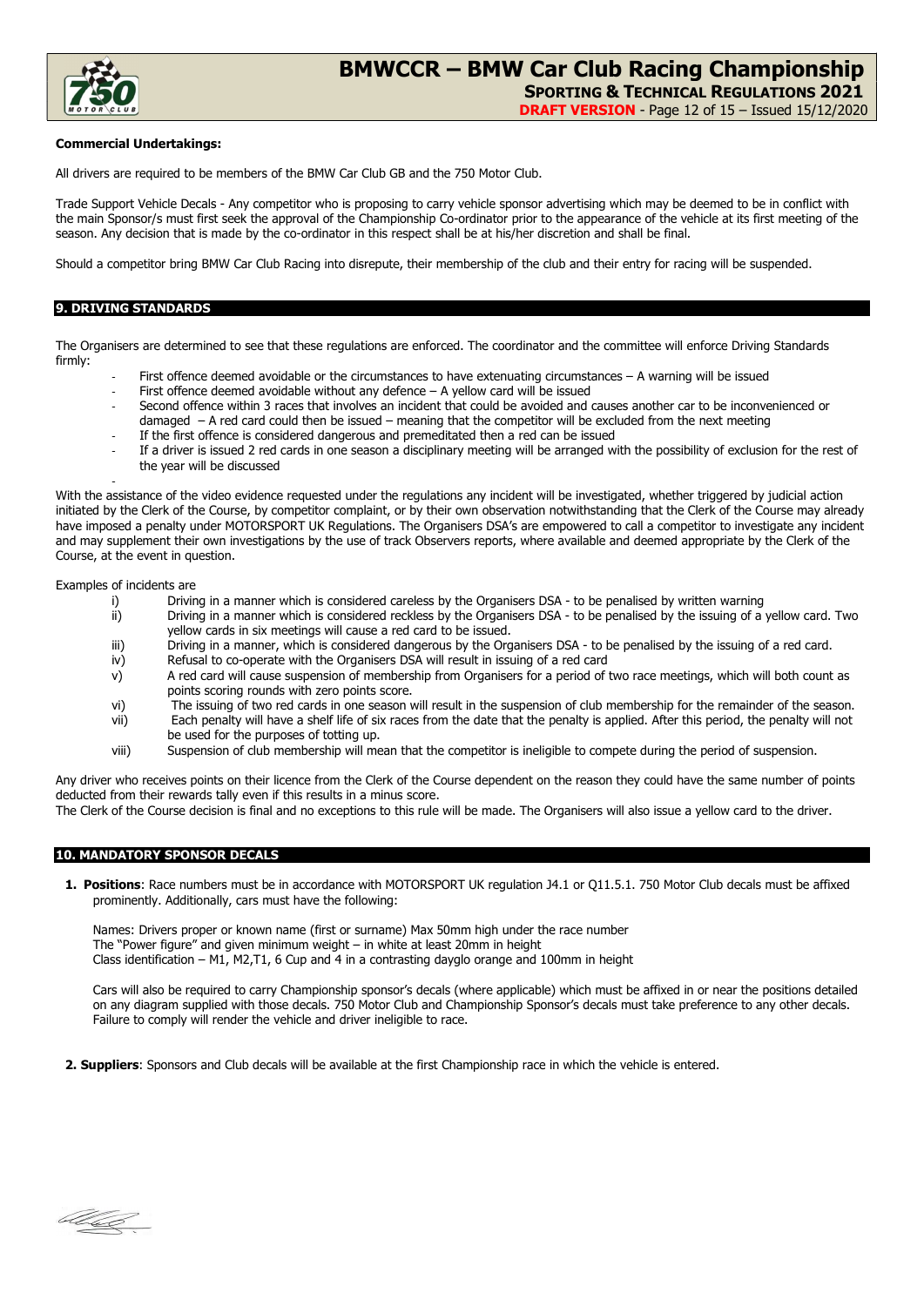**Commercial Undertakings:**

All drivers are required to be members of the BMW Car Club GB and the 750 Motor Club.

Trade Support Vehicle Decals - Any competitor who is proposing to carry vehicle sponsor advertising which may be deemed to be in conflict with the main Sponsor/s must first seek the approval of the Championship Co-ordinator prior to the appearance of the vehicle at its first meeting of the season. Any decision that is made by the co-ordinator in this respect shall be at his/her discretion and shall be final.

Should a competitor bring BMW Car Club Racing into disrepute, their membership of the club and their entry for racing will be suspended.

## 9. DRIVING STANDARDS

The Organisers are determined to see that these regulations are enforced. The coordinator and the committee will enforce Driving Standards firmly:

- First offence deemed avoidable or the circumstances to have extenuating circumstances – A warning will be issued
- First offence deemed avoidable without any defence – A yellow card will be issued
- Second offence within 3 races that involves an incident that could be avoided and causes another car to be inconvenienced or damaged – A red card could then be issued – meaning that the competitor will be excluded from the next meeting
- If the first offence is considered dangerous and premeditated then a red can be issued
- If a driver is issued 2 red cards in one season a disciplinary meeting will be arranged with the possibility of exclusion for the rest of the year will be discussed

With the assistance of the video evidence requested under the regulations any incident will be investigated, whether triggered by judicial action initiated by the Clerk of the Course, by competitor complaint, or by their own observation notwithstanding that the Clerk of the Course may already have imposed a penalty under MOTORSPORT UK Regulations. The Organisers DSA's are empowered to call a competitor to investigate any incident and may supplement their own investigations by the use of track Observers reports, where available and deemed appropriate by the Clerk of the Course, at the event in question.

Examples of incidents are

i) Driving in a manner which is considered careless by the Organisers DSA - to be penalised by written warning
ii) Driving in a manner which is considered reckless by the Organisers DSA - to be penalised by the issuing of a yellow card. Two yellow cards in six meetings will cause a red card to be issued.
iii) Driving in a manner, which is considered dangerous by the Organisers DSA - to be penalised by the issuing of a red card.
iv) Refusal to co-operate with the Organisers DSA will result in issuing of a red card
v) A red card will cause suspension of membership from Organisers for a period of two race meetings, which will both count as points scoring rounds with zero points score.
vi) The issuing of two red cards in one season will result in the suspension of club membership for the remainder of the season.
vii) Each penalty will have a shelf life of six races from the date that the penalty is applied. After this period, the penalty will not be used for the purposes of totting up.
viii) Suspension of club membership will mean that the competitor is ineligible to compete during the period of suspension.

Any driver who receives points on their licence from the Clerk of the Course dependent on the reason they could have the same number of points deducted from their rewards tally even if this results in a minus score.
The Clerk of the Course decision is final and no exceptions to this rule will be made. The Organisers will also issue a yellow card to the driver.

## 10. MANDATORY SPONSOR DECALS

1. **Positions**: Race numbers must be in accordance with MOTORSPORT UK regulation J4.1 or Q11.5.1. 750 Motor Club decals must be affixed prominently. Additionally, cars must have the following:

   Names: Drivers proper or known name (first or surname) Max 50mm high under the race number
   The "Power figure" and given minimum weight – in white at least 20mm in height
   Class identification – M1, M2,T1, 6 Cup and 4 in a contrasting dayglo orange and 100mm in height

   Cars will also be required to carry Championship sponsor's decals (where applicable) which must be affixed in or near the positions detailed on any diagram supplied with those decals. 750 Motor Club and Championship Sponsor's decals must take preference to any other decals. Failure to comply will render the vehicle and driver ineligible to race.

2. **Suppliers**: Sponsors and Club decals will be available at the first Championship race in which the vehicle is entered.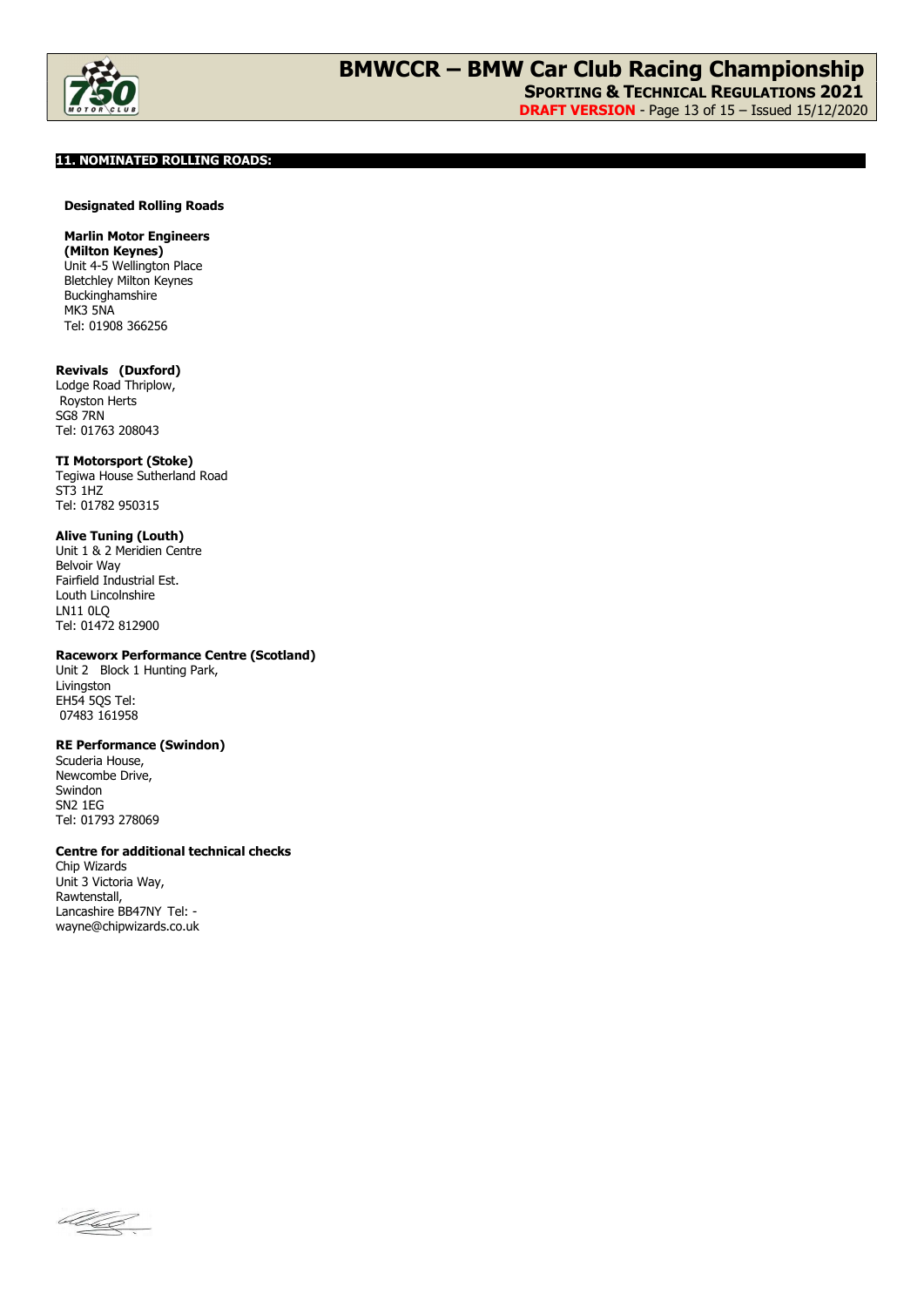## 11. NOMINATED ROLLING ROADS:

**Designated Rolling Roads**

**Marlin Motor Engineers (Milton Keynes)**
Unit 4-5 Wellington Place
Bletchley Milton Keynes
Buckinghamshire
MK3 5NA
Tel: 01908 366256

**Revivals (Duxford)**
Lodge Road Thriplow,
Royston Herts
SG8 7RN
Tel: 01763 208043

**TI Motorsport (Stoke)**
Tegiwa House Sutherland Road
ST3 1HZ
Tel: 01782 950315

**Alive Tuning (Louth)**
Unit 1 & 2 Meridien Centre
Belvoir Way
Fairfield Industrial Est.
Louth Lincolnshire
LN11 0LQ
Tel: 01472 812900

**Raceworx Performance Centre (Scotland)**
Unit 2 Block 1 Hunting Park,
Livingston
EH54 5QS Tel:
07483 161958

**RE Performance (Swindon)**
Scuderia House,
Newcombe Drive,
Swindon
SN2 1EG
Tel: 01793 278069

**Centre for additional technical checks**
Chip Wizards
Unit 3 Victoria Way,
Rawtenstall,
Lancashire BB47NY Tel: -
wayne@chipwizards.co.uk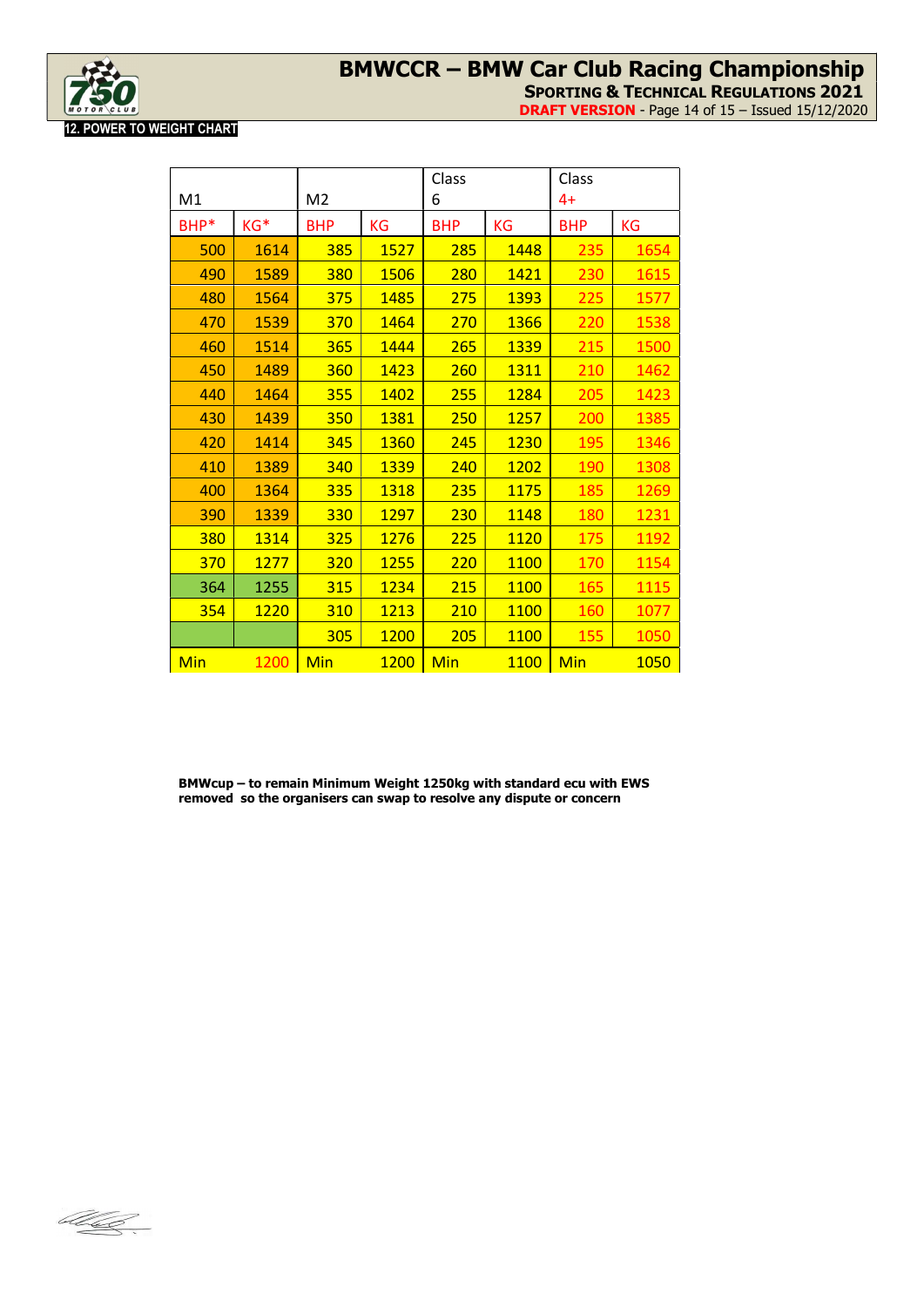## 12. POWER TO WEIGHT CHART

| M1 | | M2 | | Class 6 | | Class 4+ | |
|---|---|---|---|---|---|---|---|
| BHP* | KG* | BHP | KG | BHP | KG | BHP | KG |
| 500 | 1614 | 385 | 1527 | 285 | 1448 | 235 | 1654 |
| 490 | 1589 | 380 | 1506 | 280 | 1421 | 230 | 1615 |
| 480 | 1564 | 375 | 1485 | 275 | 1393 | 225 | 1577 |
| 470 | 1539 | 370 | 1464 | 270 | 1366 | 220 | 1538 |
| 460 | 1514 | 365 | 1444 | 265 | 1339 | 215 | 1500 |
| 450 | 1489 | 360 | 1423 | 260 | 1311 | 210 | 1462 |
| 440 | 1464 | 355 | 1402 | 255 | 1284 | 205 | 1423 |
| 430 | 1439 | 350 | 1381 | 250 | 1257 | 200 | 1385 |
| 420 | 1414 | 345 | 1360 | 245 | 1230 | 195 | 1346 |
| 410 | 1389 | 340 | 1339 | 240 | 1202 | 190 | 1308 |
| 400 | 1364 | 335 | 1318 | 235 | 1175 | 185 | 1269 |
| 390 | 1339 | 330 | 1297 | 230 | 1148 | 180 | 1231 |
| 380 | 1314 | 325 | 1276 | 225 | 1120 | 175 | 1192 |
| 370 | 1277 | 320 | 1255 | 220 | 1100 | 170 | 1154 |
| 364 | 1255 | 315 | 1234 | 215 | 1100 | 165 | 1115 |
| 354 | 1220 | 310 | 1213 | 210 | 1100 | 160 | 1077 |
| | | 305 | 1200 | 205 | 1100 | 155 | 1050 |
| Min | 1200 | Min | 1200 | Min | 1100 | Min | 1050 |

**BMWcup – to remain Minimum Weight 1250kg with standard ecu with EWS removed so the organisers can swap to resolve any dispute or concern**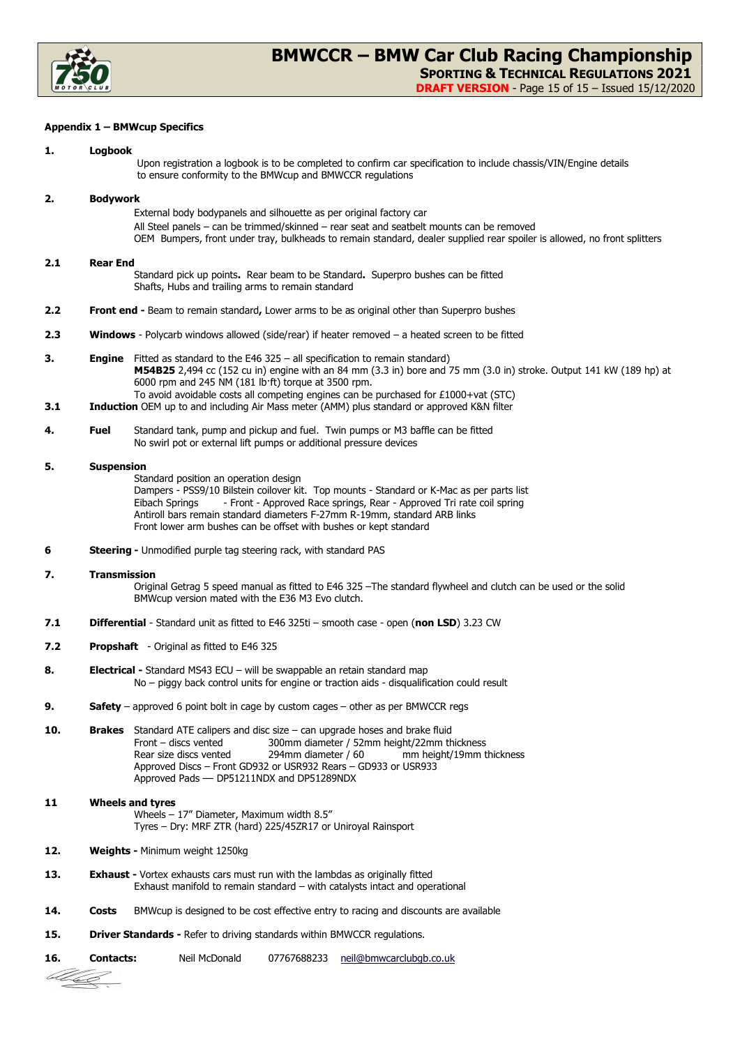### Appendix 1 – BMWcup Specifics

**1. Logbook**

Upon registration a logbook is to be completed to confirm car specification to include chassis/VIN/Engine details to ensure conformity to the BMWcup and BMWCCR regulations

**2. Bodywork**

External body bodypanels and silhouette as per original factory car
All Steel panels – can be trimmed/skinned – rear seat and seatbelt mounts can be removed
OEM Bumpers, front under tray, bulkheads to remain standard, dealer supplied rear spoiler is allowed, no front splitters

**2.1 Rear End**

Standard pick up points**.** Rear beam to be Standard**.** Superpro bushes can be fitted
Shafts, Hubs and trailing arms to remain standard

**2.2 Front end -** Beam to remain standard**,** Lower arms to be as original other than Superpro bushes

**2.3 Windows** - Polycarb windows allowed (side/rear) if heater removed – a heated screen to be fitted

**3. Engine** Fitted as standard to the E46 325 – all specification to remain standard)
**M54B25** 2,494 cc (152 cu in) engine with an 84 mm (3.3 in) bore and 75 mm (3.0 in) stroke. Output 141 kW (189 hp) at 6000 rpm and 245 NM (181 lb·ft) torque at 3500 rpm.
To avoid avoidable costs all competing engines can be purchased for £1000+vat (STC)

**3.1 Induction** OEM up to and including Air Mass meter (AMM) plus standard or approved K&N filter

**4. Fuel** Standard tank, pump and pickup and fuel. Twin pumps or M3 baffle can be fitted
No swirl pot or external lift pumps or additional pressure devices

**5. Suspension**

Standard position an operation design
Dampers - PSS9/10 Bilstein coilover kit. Top mounts - Standard or K-Mac as per parts list
Eibach Springs - Front - Approved Race springs, Rear - Approved Tri rate coil spring
Antiroll bars remain standard diameters F-27mm R-19mm, standard ARB links
Front lower arm bushes can be offset with bushes or kept standard

**6 Steering -** Unmodified purple tag steering rack, with standard PAS

**7. Transmission**

Original Getrag 5 speed manual as fitted to E46 325 –The standard flywheel and clutch can be used or the solid BMWcup version mated with the E36 M3 Evo clutch.

**7.1 Differential** - Standard unit as fitted to E46 325ti – smooth case - open (**non LSD**) 3.23 CW

**7.2 Propshaft** - Original as fitted to E46 325

**8. Electrical -** Standard MS43 ECU – will be swappable an retain standard map
No – piggy back control units for engine or traction aids - disqualification could result

**9. Safety** – approved 6 point bolt in cage by custom cages – other as per BMWCCR regs

**10. Brakes** Standard ATE calipers and disc size – can upgrade hoses and brake fluid
Front – discs vented 300mm diameter / 52mm height/22mm thickness
Rear size discs vented 294mm diameter / 60 mm height/19mm thickness
Approved Discs – Front GD932 or USR932 Rears – GD933 or USR933
Approved Pads –– DP51211NDX and DP51289NDX

**11 Wheels and tyres**

Wheels – 17" Diameter, Maximum width 8.5"
Tyres – Dry: MRF ZTR (hard) 225/45ZR17 or Uniroyal Rainsport

**12. Weights -** Minimum weight 1250kg

**13. Exhaust -** Vortex exhausts cars must run with the lambdas as originally fitted
Exhaust manifold to remain standard – with catalysts intact and operational

**14. Costs** BMWcup is designed to be cost effective entry to racing and discounts are available

**15. Driver Standards -** Refer to driving standards within BMWCCR regulations.

**16. Contacts:** Neil McDonald 07767688233 neil@bmwcarclubgb.co.uk